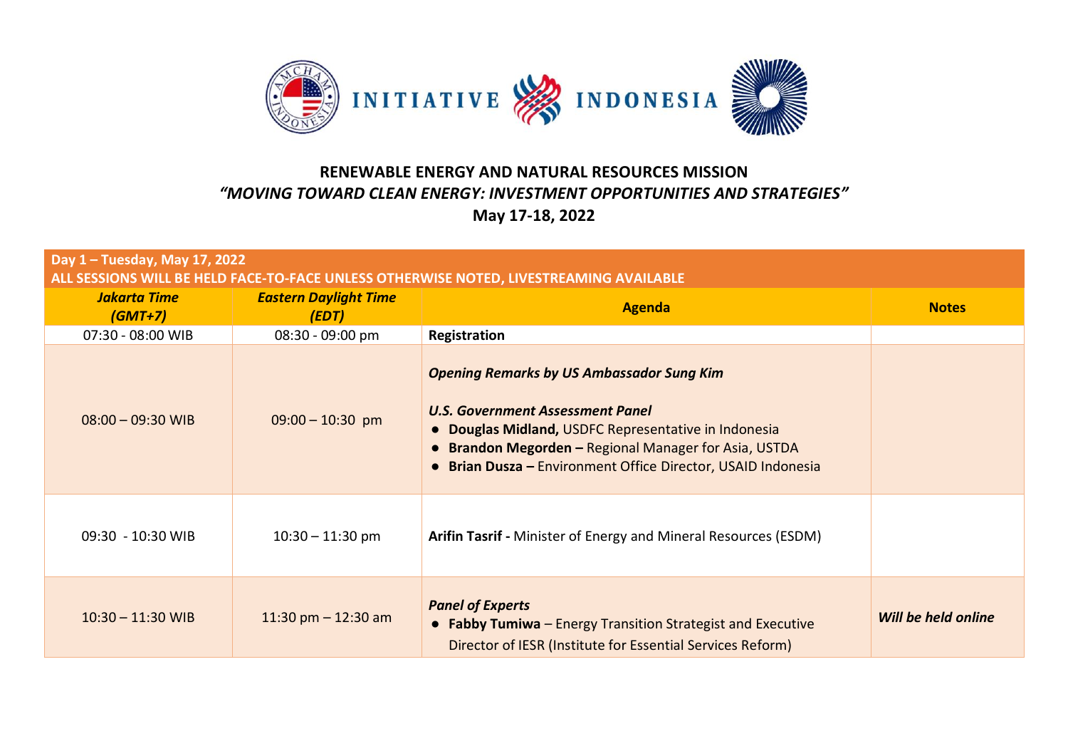INITIATIVE INDONESIA

## RENEWABLE ENERGY AND NATURAL RESOURCES MISSION

### *"MOVING TOWARD CLEAN ENERGY: INVESTMENT OPPORTUNITIES AND STRATEGIES"*

### May 17-18, 2022

| **Day 1 – Tuesday, May 17, 2022**<br>**ALL SESSIONS WILL BE HELD FACE-TO-FACE UNLESS OTHERWISE NOTED, LIVESTREAMING AVAILABLE** | | | |
|---|---|---|---|
| ***Jakarta Time (GMT+7)*** | ***Eastern Daylight Time (EDT)*** | **Agenda** | **Notes** |
| 07:30 - 08:00 WIB | 08:30 - 09:00 pm | **Registration** | |
| 08:00 – 09:30 WIB | 09:00 – 10:30 pm | ***Opening Remarks by US Ambassador Sung Kim***<br><br>***U.S. Government Assessment Panel***<br>● **Douglas Midland,** USDFC Representative in Indonesia<br>● **Brandon Megorden –** Regional Manager for Asia, USTDA<br>● **Brian Dusza –** Environment Office Director, USAID Indonesia | |
| 09:30 - 10:30 WIB | 10:30 – 11:30 pm | **Arifin Tasrif -** Minister of Energy and Mineral Resources (ESDM) | |
| 10:30 – 11:30 WIB | 11:30 pm – 12:30 am | ***Panel of Experts***<br>● **Fabby Tumiwa** – Energy Transition Strategist and Executive Director of IESR (Institute for Essential Services Reform) | ***Will be held online*** |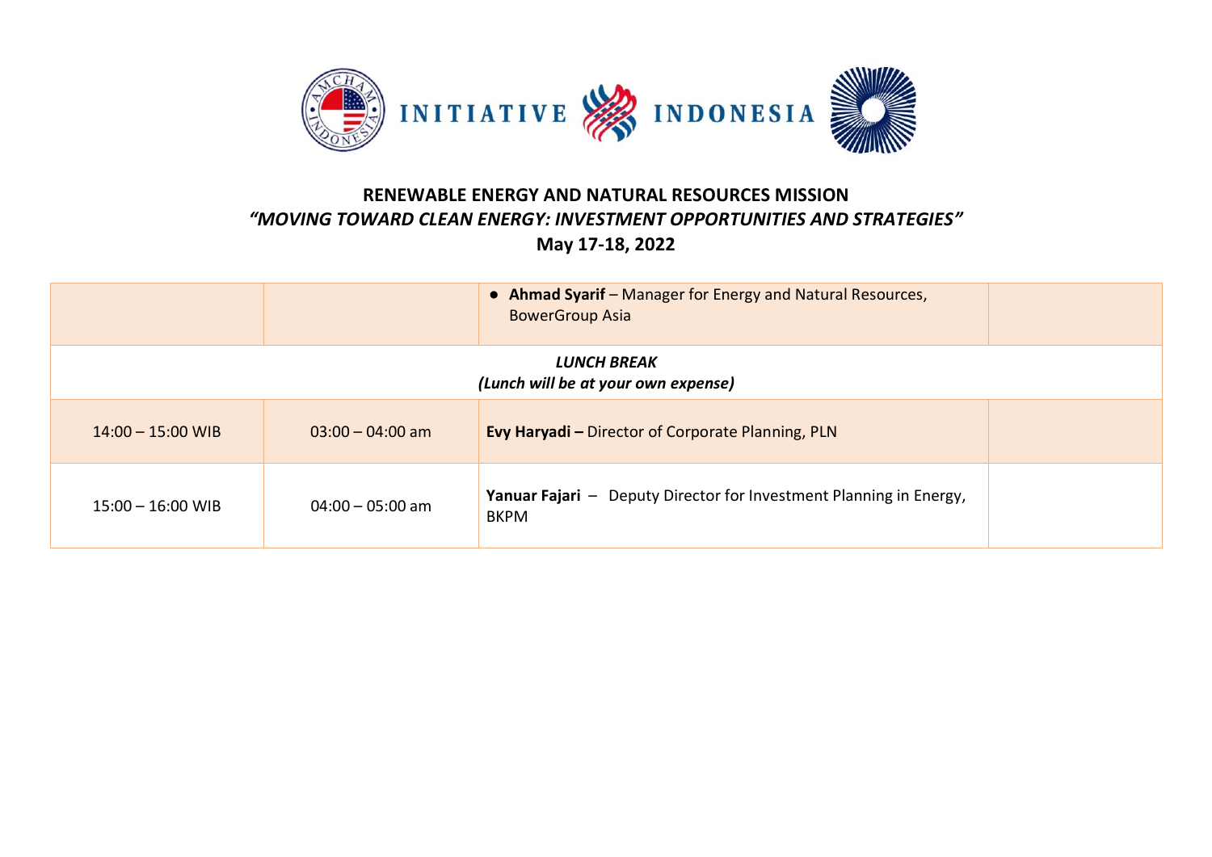**RENEWABLE ENERGY AND NATURAL RESOURCES MISSION**

***"MOVING TOWARD CLEAN ENERGY: INVESTMENT OPPORTUNITIES AND STRATEGIES"***

**May 17-18, 2022**

| | | | |
|---|---|---|---|
| | | ● **Ahmad Syarif** – Manager for Energy and Natural Resources, BowerGroup Asia | |
| ***LUNCH BREAK*** ***(Lunch will be at your own expense)*** | | | |
| 14:00 – 15:00 WIB | 03:00 – 04:00 am | **Evy Haryadi –** Director of Corporate Planning, PLN | |
| 15:00 – 16:00 WIB | 04:00 – 05:00 am | **Yanuar Fajari** – Deputy Director for Investment Planning in Energy, BKPM | |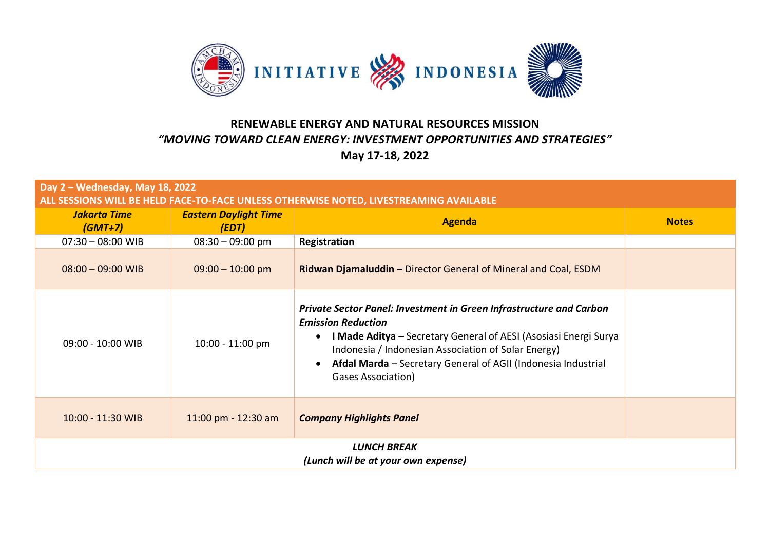**RENEWABLE ENERGY AND NATURAL RESOURCES MISSION**

***"MOVING TOWARD CLEAN ENERGY: INVESTMENT OPPORTUNITIES AND STRATEGIES"***

**May 17-18, 2022**

| **Day 2 – Wednesday, May 18, 2022 ALL SESSIONS WILL BE HELD FACE-TO-FACE UNLESS OTHERWISE NOTED, LIVESTREAMING AVAILABLE** | | | |
|---|---|---|---|
| ***Jakarta Time (GMT+7)*** | ***Eastern Daylight Time (EDT)*** | **Agenda** | **Notes** |
| 07:30 – 08:00 WIB | 08:30 – 09:00 pm | **Registration** | |
| 08:00 – 09:00 WIB | 09:00 – 10:00 pm | **Ridwan Djamaluddin –** Director General of Mineral and Coal, ESDM | |
| 09:00 - 10:00 WIB | 10:00 - 11:00 pm | ***Private Sector Panel: Investment in Green Infrastructure and Carbon Emission Reduction*** <br>• **I Made Aditya –** Secretary General of AESI (Asosiasi Energi Surya Indonesia / Indonesian Association of Solar Energy) <br>• **Afdal Marda** – Secretary General of AGII (Indonesia Industrial Gases Association) | |
| 10:00 - 11:30 WIB | 11:00 pm - 12:30 am | ***Company Highlights Panel*** | |
| ***LUNCH BREAK (Lunch will be at your own expense)*** | | | |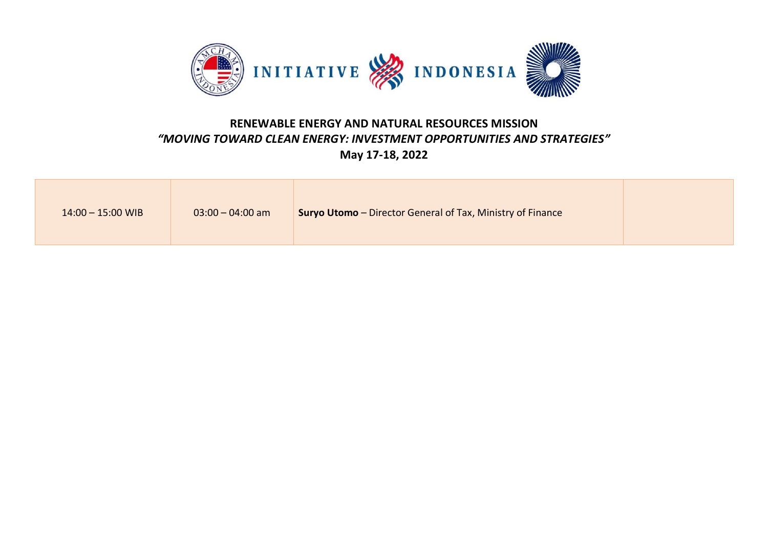INITIATIVE INDONESIA

**RENEWABLE ENERGY AND NATURAL RESOURCES MISSION**

***"MOVING TOWARD CLEAN ENERGY: INVESTMENT OPPORTUNITIES AND STRATEGIES"***

**May 17-18, 2022**

| | | | |
|---|---|---|---|
| 14:00 – 15:00 WIB | 03:00 – 04:00 am | **Suryo Utomo** – Director General of Tax, Ministry of Finance | |